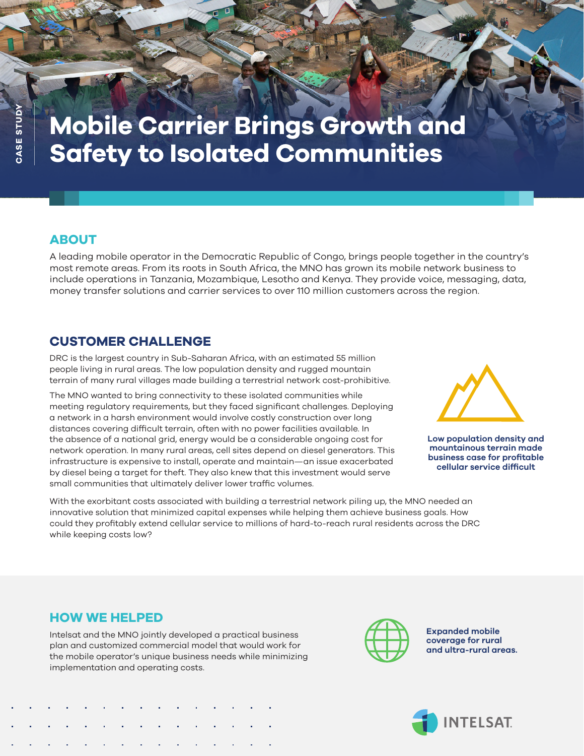CASE STUDY

# Mobile Carrier Brings Growth and Safety to Isolated Communities

## ABOUT

A leading mobile operator in the Democratic Republic of Congo, brings people together in the country's most remote areas. From its roots in South Africa, the MNO has grown its mobile network business to include operations in Tanzania, Mozambique, Lesotho and Kenya. They provide voice, messaging, data, money transfer solutions and carrier services to over 110 million customers across the region.

## CUSTOMER CHALLENGE

DRC is the largest country in Sub-Saharan Africa, with an estimated 55 million people living in rural areas. The low population density and rugged mountain terrain of many rural villages made building a terrestrial network cost-prohibitive.

The MNO wanted to bring connectivity to these isolated communities while meeting regulatory requirements, but they faced significant challenges. Deploying a network in a harsh environment would involve costly construction over long distances covering difficult terrain, often with no power facilities available. In the absence of a national grid, energy would be a considerable ongoing cost for network operation. In many rural areas, cell sites depend on diesel generators. This infrastructure is expensive to install, operate and maintain—an issue exacerbated by diesel being a target for theft. They also knew that this investment would serve small communities that ultimately deliver lower traffic volumes.

**Low population density and mountainous terrain made business case for profitable cellular service difficult**

With the exorbitant costs associated with building a terrestrial network piling up, the MNO needed an innovative solution that minimized capital expenses while helping them achieve business goals. How could they profitably extend cellular service to millions of hard-to-reach rural residents across the DRC while keeping costs low?

## HOW WE HELPED

Intelsat and the MNO jointly developed a practical business plan and customized commercial model that would work for the mobile operator's unique business needs while minimizing implementation and operating costs.

**Expanded mobile coverage for rural and ultra-rural areas.**

INTELSAT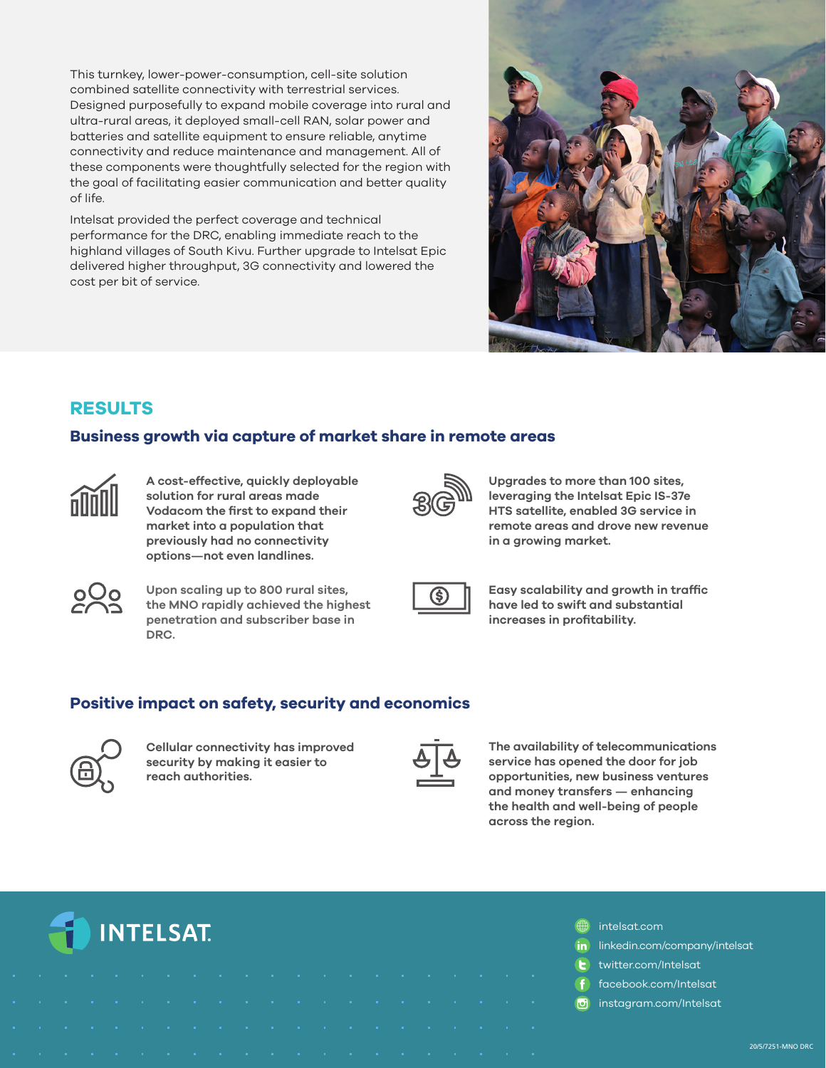This turnkey, lower-power-consumption, cell-site solution combined satellite connectivity with terrestrial services. Designed purposefully to expand mobile coverage into rural and ultra-rural areas, it deployed small-cell RAN, solar power and batteries and satellite equipment to ensure reliable, anytime connectivity and reduce maintenance and management. All of these components were thoughtfully selected for the region with the goal of facilitating easier communication and better quality of life.

Intelsat provided the perfect coverage and technical performance for the DRC, enabling immediate reach to the highland villages of South Kivu. Further upgrade to Intelsat Epic delivered higher throughput, 3G connectivity and lowered the cost per bit of service.

## RESULTS

### Business growth via capture of market share in remote areas

**A cost-effective, quickly deployable solution for rural areas made Vodacom the first to expand their market into a population that previously had no connectivity options—not even landlines.**

**Upgrades to more than 100 sites, leveraging the Intelsat Epic IS-37e HTS satellite, enabled 3G service in remote areas and drove new revenue in a growing market.**

**Upon scaling up to 800 rural sites, the MNO rapidly achieved the highest penetration and subscriber base in DRC.**

**Easy scalability and growth in traffic have led to swift and substantial increases in profitability.**

### Positive impact on safety, security and economics

**Cellular connectivity has improved security by making it easier to reach authorities.**

**The availability of telecommunications service has opened the door for job opportunities, new business ventures and money transfers — enhancing the health and well-being of people across the region.**

INTELSAT

intelsat.com
linkedin.com/company/intelsat
twitter.com/Intelsat
facebook.com/Intelsat
instagram.com/Intelsat

20/5/7251-MNO DRC